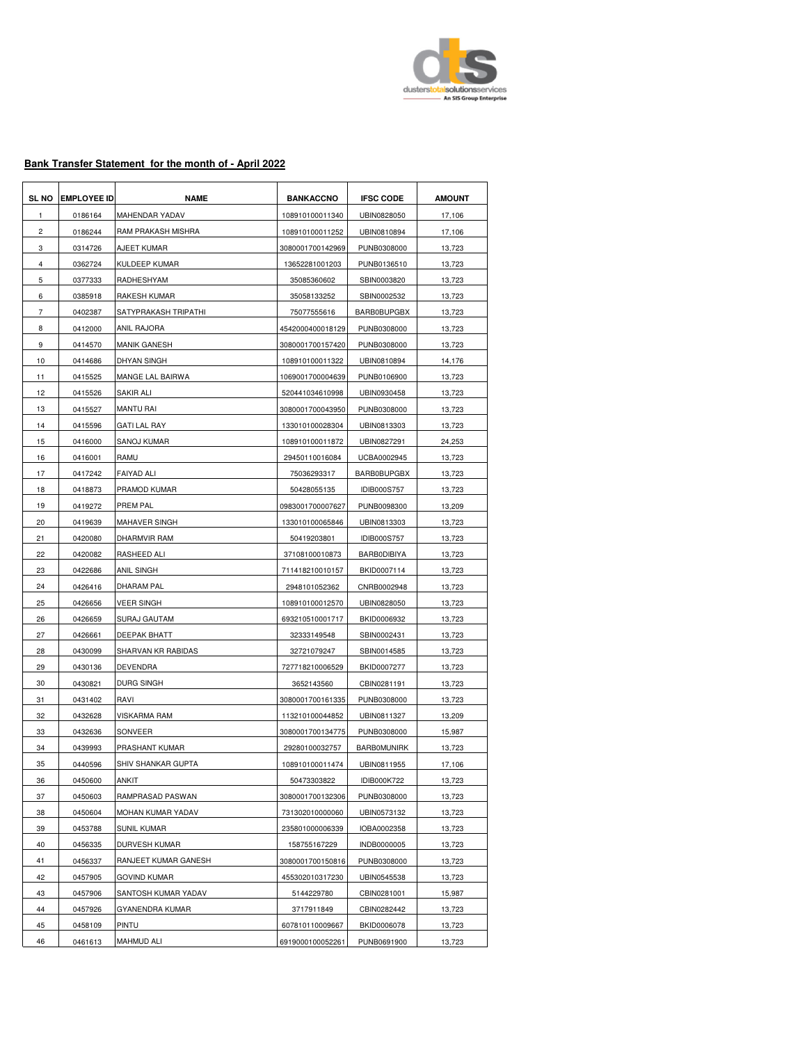dusterstotalsolutionsservices
An SIS Group Enterprise

**Bank Transfer Statement for the month of - April 2022**

| SL NO | EMPLOYEE ID | NAME | BANKACCNO | IFSC CODE | AMOUNT |
|---|---|---|---|---|---|
| 1 | 0186164 | MAHENDAR YADAV | 108910100011340 | UBIN0828050 | 17,106 |
| 2 | 0186244 | RAM PRAKASH MISHRA | 108910100011252 | UBIN0810894 | 17,106 |
| 3 | 0314726 | AJEET KUMAR | 3080001700142969 | PUNB0308000 | 13,723 |
| 4 | 0362724 | KULDEEP KUMAR | 13652281001203 | PUNB0136510 | 13,723 |
| 5 | 0377333 | RADHESHYAM | 35085360602 | SBIN0003820 | 13,723 |
| 6 | 0385918 | RAKESH KUMAR | 35058133252 | SBIN0002532 | 13,723 |
| 7 | 0402387 | SATYPRAKASH TRIPATHI | 75077555616 | BARB0BUPGBX | 13,723 |
| 8 | 0412000 | ANIL RAJORA | 4542000400018129 | PUNB0308000 | 13,723 |
| 9 | 0414570 | MANIK GANESH | 3080001700157420 | PUNB0308000 | 13,723 |
| 10 | 0414686 | DHYAN SINGH | 108910100011322 | UBIN0810894 | 14,176 |
| 11 | 0415525 | MANGE LAL BAIRWA | 1069001700004639 | PUNB0106900 | 13,723 |
| 12 | 0415526 | SAKIR ALI | 520441034610998 | UBIN0930458 | 13,723 |
| 13 | 0415527 | MANTU RAI | 3080001700043950 | PUNB0308000 | 13,723 |
| 14 | 0415596 | GATI LAL RAY | 133010100028304 | UBIN0813303 | 13,723 |
| 15 | 0416000 | SANOJ KUMAR | 108910100011872 | UBIN0827291 | 24,253 |
| 16 | 0416001 | RAMU | 29450110016084 | UCBA0002945 | 13,723 |
| 17 | 0417242 | FAIYAD ALI | 75036293317 | BARB0BUPGBX | 13,723 |
| 18 | 0418873 | PRAMOD KUMAR | 50428055135 | IDIB000S757 | 13,723 |
| 19 | 0419272 | PREM PAL | 0983001700007627 | PUNB0098300 | 13,209 |
| 20 | 0419639 | MAHAVER SINGH | 133010100065846 | UBIN0813303 | 13,723 |
| 21 | 0420080 | DHARMVIR RAM | 50419203801 | IDIB000S757 | 13,723 |
| 22 | 0420082 | RASHEED ALI | 37108100010873 | BARB0DIBIYA | 13,723 |
| 23 | 0422686 | ANIL SINGH | 711418210010157 | BKID0007114 | 13,723 |
| 24 | 0426416 | DHARAM PAL | 2948101052362 | CNRB0002948 | 13,723 |
| 25 | 0426656 | VEER SINGH | 108910100012570 | UBIN0828050 | 13,723 |
| 26 | 0426659 | SURAJ GAUTAM | 693210510001717 | BKID0006932 | 13,723 |
| 27 | 0426661 | DEEPAK BHATT | 32333149548 | SBIN0002431 | 13,723 |
| 28 | 0430099 | SHARVAN KR RABIDAS | 32721079247 | SBIN0014585 | 13,723 |
| 29 | 0430136 | DEVENDRA | 727718210006529 | BKID0007277 | 13,723 |
| 30 | 0430821 | DURG SINGH | 3652143560 | CBIN0281191 | 13,723 |
| 31 | 0431402 | RAVI | 3080001700161335 | PUNB0308000 | 13,723 |
| 32 | 0432628 | VISKARMA RAM | 113210100044852 | UBIN0811327 | 13,209 |
| 33 | 0432636 | SONVEER | 3080001700134775 | PUNB0308000 | 15,987 |
| 34 | 0439993 | PRASHANT KUMAR | 29280100032757 | BARB0MUNIRK | 13,723 |
| 35 | 0440596 | SHIV SHANKAR GUPTA | 108910100011474 | UBIN0811955 | 17,106 |
| 36 | 0450600 | ANKIT | 50473303822 | IDIB000K722 | 13,723 |
| 37 | 0450603 | RAMPRASAD PASWAN | 3080001700132306 | PUNB0308000 | 13,723 |
| 38 | 0450604 | MOHAN KUMAR YADAV | 731302010000060 | UBIN0573132 | 13,723 |
| 39 | 0453788 | SUNIL KUMAR | 235801000006339 | IOBA0002358 | 13,723 |
| 40 | 0456335 | DURVESH KUMAR | 158755167229 | INDB0000005 | 13,723 |
| 41 | 0456337 | RANJEET KUMAR GANESH | 3080001700150816 | PUNB0308000 | 13,723 |
| 42 | 0457905 | GOVIND KUMAR | 455302010317230 | UBIN0545538 | 13,723 |
| 43 | 0457906 | SANTOSH KUMAR YADAV | 5144229780 | CBIN0281001 | 15,987 |
| 44 | 0457926 | GYANENDRA KUMAR | 3717911849 | CBIN0282442 | 13,723 |
| 45 | 0458109 | PINTU | 607810110009667 | BKID0006078 | 13,723 |
| 46 | 0461613 | MAHMUD ALI | 6919000100052261 | PUNB0691900 | 13,723 |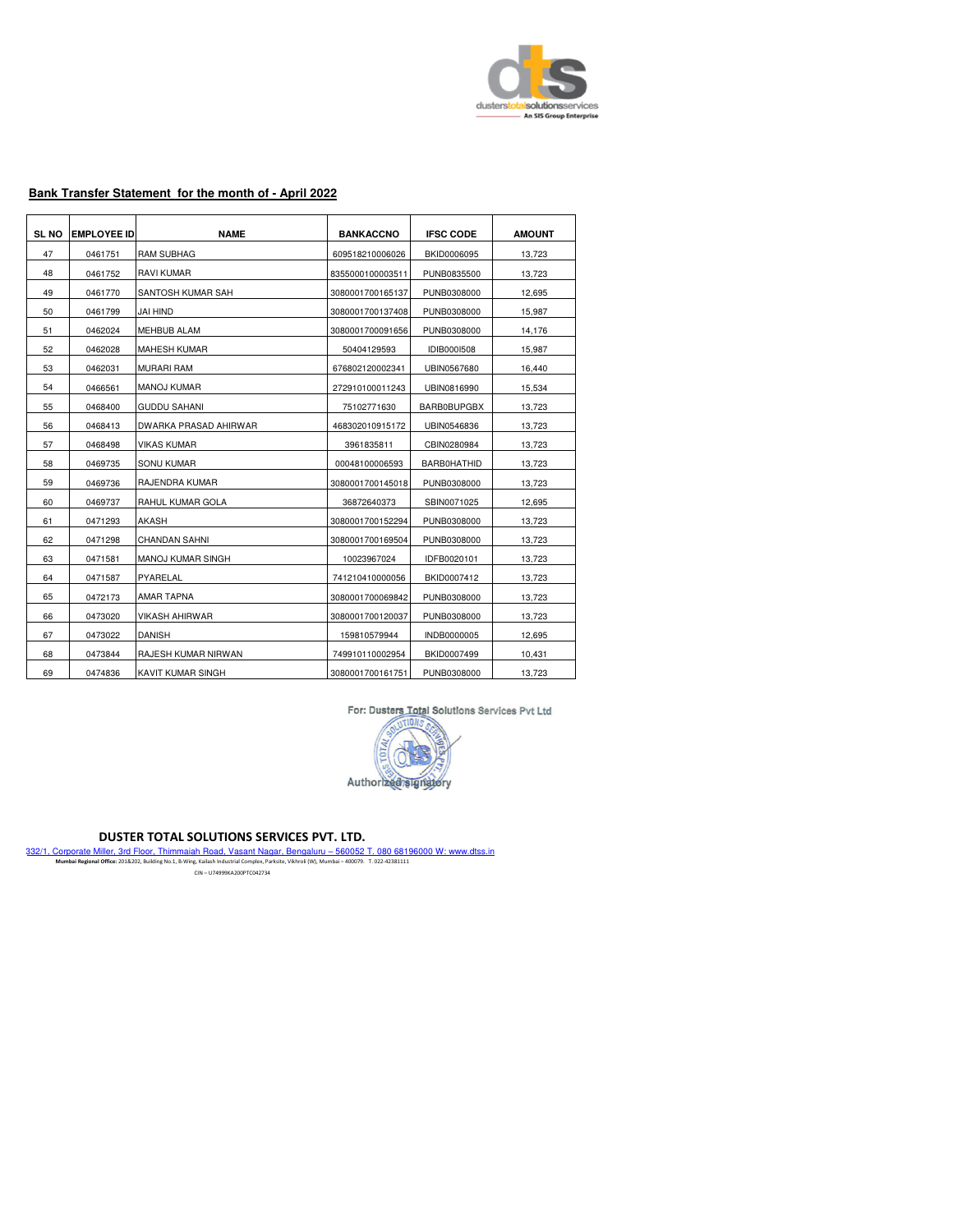**Bank Transfer Statement for the month of - April 2022**

| SL NO | EMPLOYEE ID | NAME | BANKACCNO | IFSC CODE | AMOUNT |
|---|---|---|---|---|---|
| 47 | 0461751 | RAM SUBHAG | 609518210006026 | BKID0006095 | 13,723 |
| 48 | 0461752 | RAVI KUMAR | 8355000100003511 | PUNB0835500 | 13,723 |
| 49 | 0461770 | SANTOSH KUMAR SAH | 3080001700165137 | PUNB0308000 | 12,695 |
| 50 | 0461799 | JAI HIND | 3080001700137408 | PUNB0308000 | 15,987 |
| 51 | 0462024 | MEHBUB ALAM | 3080001700091656 | PUNB0308000 | 14,176 |
| 52 | 0462028 | MAHESH KUMAR | 50404129593 | IDIB000I508 | 15,987 |
| 53 | 0462031 | MURARI RAM | 676802120002341 | UBIN0567680 | 16,440 |
| 54 | 0466561 | MANOJ KUMAR | 272910100011243 | UBIN0816990 | 15,534 |
| 55 | 0468400 | GUDDU SAHANI | 75102771630 | BARB0BUPGBX | 13,723 |
| 56 | 0468413 | DWARKA PRASAD AHIRWAR | 468302010915172 | UBIN0546836 | 13,723 |
| 57 | 0468498 | VIKAS KUMAR | 3961835811 | CBIN0280984 | 13,723 |
| 58 | 0469735 | SONU KUMAR | 00048100006593 | BARB0HATHID | 13,723 |
| 59 | 0469736 | RAJENDRA KUMAR | 3080001700145018 | PUNB0308000 | 13,723 |
| 60 | 0469737 | RAHUL KUMAR GOLA | 36872640373 | SBIN0071025 | 12,695 |
| 61 | 0471293 | AKASH | 3080001700152294 | PUNB0308000 | 13,723 |
| 62 | 0471298 | CHANDAN SAHNI | 3080001700169504 | PUNB0308000 | 13,723 |
| 63 | 0471581 | MANOJ KUMAR SINGH | 10023967024 | IDFB0020101 | 13,723 |
| 64 | 0471587 | PYARELAL | 741210410000056 | BKID0007412 | 13,723 |
| 65 | 0472173 | AMAR TAPNA | 3080001700069842 | PUNB0308000 | 13,723 |
| 66 | 0473020 | VIKASH AHIRWAR | 3080001700120037 | PUNB0308000 | 13,723 |
| 67 | 0473022 | DANISH | 159810579944 | INDB0000005 | 12,695 |
| 68 | 0473844 | RAJESH KUMAR NIRWAN | 749910110002954 | BKID0007499 | 10,431 |
| 69 | 0474836 | KAVIT KUMAR SINGH | 3080001700161751 | PUNB0308000 | 13,723 |

For: Dusters Total Solutions Services Pvt Ltd

Authorized signatory

**DUSTER TOTAL SOLUTIONS SERVICES PVT. LTD.**

332/1, Corporate Miller, 3rd Floor, Thimmaiah Road, Vasant Nagar, Bengaluru – 560052 T. 080 68196000 W: www.dtss.in

**Mumbai Regional Office:** 201&202, Building No.1, B-Wing, Kailash Industrial Complex, Parksite, Vikhroli (W), Mumbai – 400079. T. 022-42381111

CIN – U74999KA200PTC042734